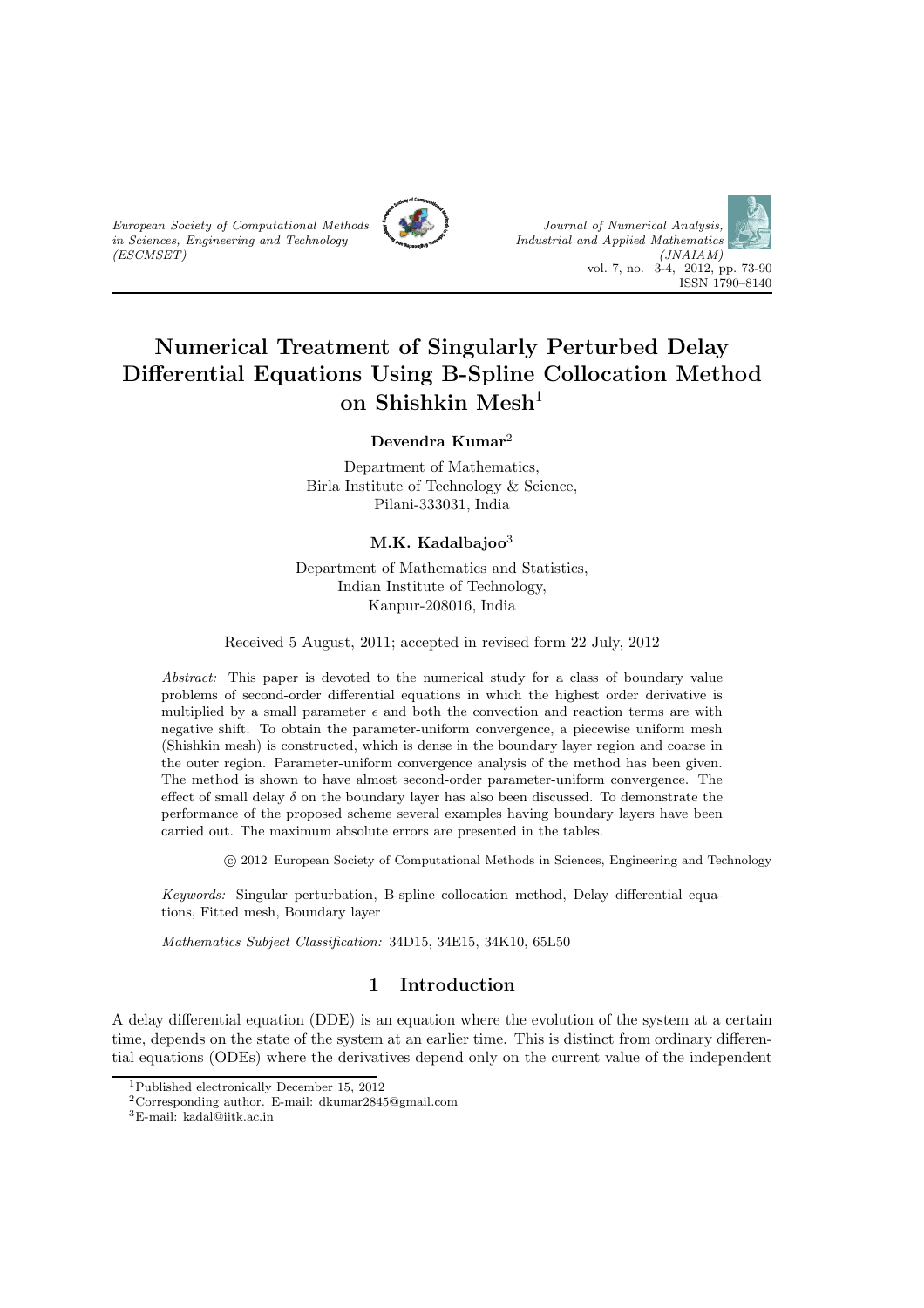# Numerical Treatment of Singularly Perturbed Delay Differential Equations Using B-Spline Collocation Method on Shishkin Mesh[1]

**Devendra Kumar**[2]

Department of Mathematics,
Birla Institute of Technology & Science,
Pilani-333031, India

**M.K. Kadalbajoo**[3]

Department of Mathematics and Statistics,
Indian Institute of Technology,
Kanpur-208016, India

Received 5 August, 2011; accepted in revised form 22 July, 2012

*Abstract:* This paper is devoted to the numerical study for a class of boundary value problems of second-order differential equations in which the highest order derivative is multiplied by a small parameter $\epsilon$ and both the convection and reaction terms are with negative shift. To obtain the parameter-uniform convergence, a piecewise uniform mesh (Shishkin mesh) is constructed, which is dense in the boundary layer region and coarse in the outer region. Parameter-uniform convergence analysis of the method has been given. The method is shown to have almost second-order parameter-uniform convergence. The effect of small delay $\delta$ on the boundary layer has also been discussed. To demonstrate the performance of the proposed scheme several examples having boundary layers have been carried out. The maximum absolute errors are presented in the tables.

© 2012 European Society of Computational Methods in Sciences, Engineering and Technology

*Keywords:* Singular perturbation, B-spline collocation method, Delay differential equations, Fitted mesh, Boundary layer

*Mathematics Subject Classification:* 34D15, 34E15, 34K10, 65L50

## 1 Introduction

A delay differential equation (DDE) is an equation where the evolution of the system at a certain time, depends on the state of the system at an earlier time. This is distinct from ordinary differential equations (ODEs) where the derivatives depend only on the current value of the independent

---

[1] Published electronically December 15, 2012

[2] Corresponding author. E-mail: dkumar2845@gmail.com

[3] E-mail: kadal@iitk.ac.in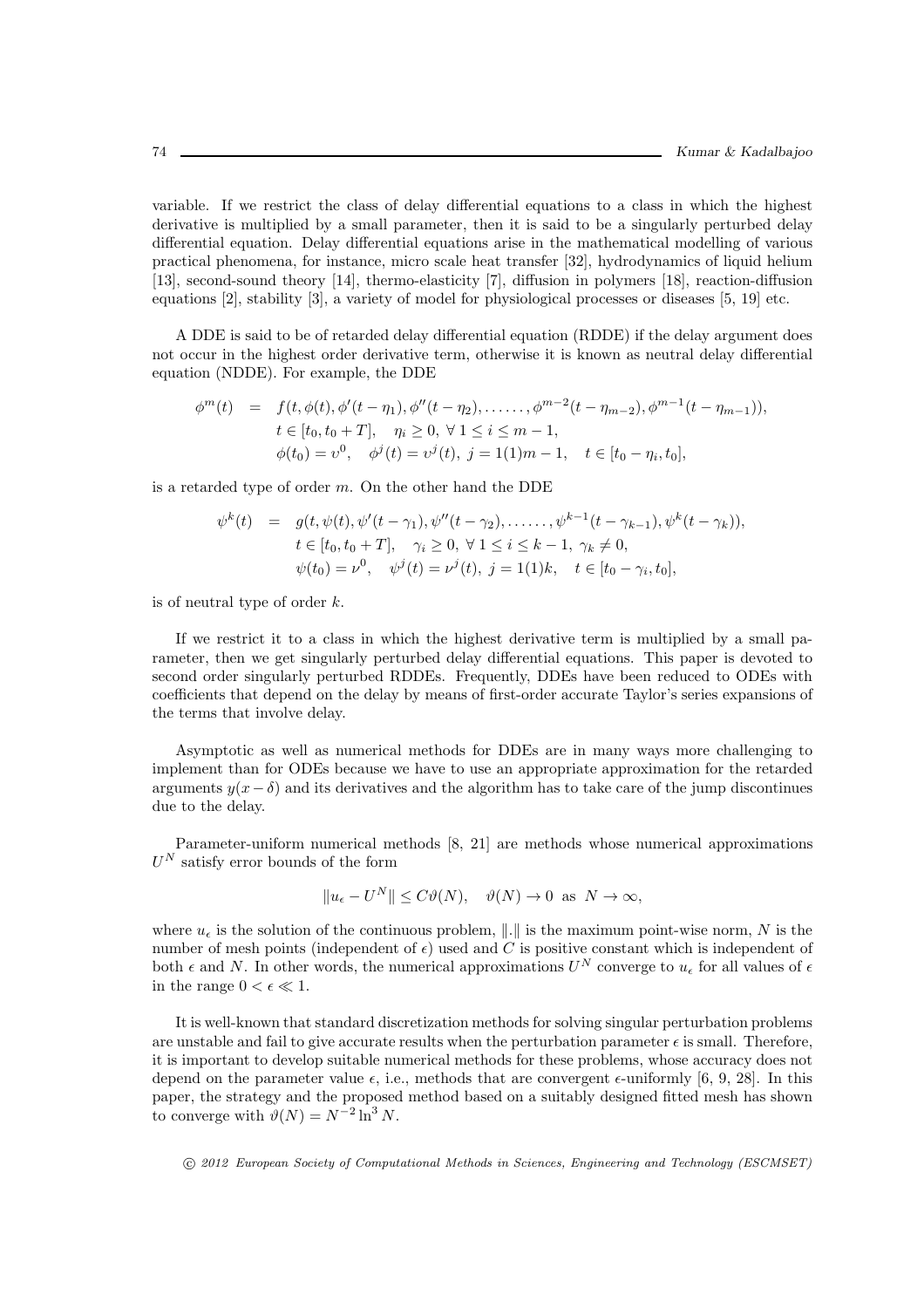variable. If we restrict the class of delay differential equations to a class in which the highest derivative is multiplied by a small parameter, then it is said to be a singularly perturbed delay differential equation. Delay differential equations arise in the mathematical modelling of various practical phenomena, for instance, micro scale heat transfer [32], hydrodynamics of liquid helium [13], second-sound theory [14], thermo-elasticity [7], diffusion in polymers [18], reaction-diffusion equations [2], stability [3], a variety of model for physiological processes or diseases [5, 19] etc.

A DDE is said to be of retarded delay differential equation (RDDE) if the delay argument does not occur in the highest order derivative term, otherwise it is known as neutral delay differential equation (NDDE). For example, the DDE

$$\begin{aligned}
\phi^m(t) &= f(t, \phi(t), \phi'(t-\eta_1), \phi''(t-\eta_2), \ldots\ldots, \phi^{m-2}(t-\eta_{m-2}), \phi^{m-1}(t-\eta_{m-1})), \\
& \quad t \in [t_0, t_0+T], \quad \eta_i \geq 0, \ \forall\, 1 \leq i \leq m-1, \\
& \quad \phi(t_0) = \upsilon^0, \quad \phi^j(t) = \upsilon^j(t), \ j = 1(1)m-1, \quad t \in [t_0 - \eta_i, t_0],
\end{aligned}$$

is a retarded type of order $m$. On the other hand the DDE

$$\begin{aligned}
\psi^k(t) &= g(t, \psi(t), \psi'(t-\gamma_1), \psi''(t-\gamma_2), \ldots\ldots, \psi^{k-1}(t-\gamma_{k-1}), \psi^k(t-\gamma_k)), \\
& \quad t \in [t_0, t_0+T], \quad \gamma_i \geq 0, \ \forall\, 1 \leq i \leq k-1, \ \gamma_k \neq 0, \\
& \quad \psi(t_0) = \nu^0, \quad \psi^j(t) = \nu^j(t), \ j = 1(1)k, \quad t \in [t_0 - \gamma_i, t_0],
\end{aligned}$$

is of neutral type of order $k$.

If we restrict it to a class in which the highest derivative term is multiplied by a small parameter, then we get singularly perturbed delay differential equations. This paper is devoted to second order singularly perturbed RDDEs. Frequently, DDEs have been reduced to ODEs with coefficients that depend on the delay by means of first-order accurate Taylor's series expansions of the terms that involve delay.

Asymptotic as well as numerical methods for DDEs are in many ways more challenging to implement than for ODEs because we have to use an appropriate approximation for the retarded arguments $y(x-\delta)$ and its derivatives and the algorithm has to take care of the jump discontinues due to the delay.

Parameter-uniform numerical methods [8, 21] are methods whose numerical approximations $U^N$ satisfy error bounds of the form

$$\|u_\epsilon - U^N\| \leq C\vartheta(N), \quad \vartheta(N) \to 0 \ \text{ as } \ N \to \infty,$$

where $u_\epsilon$ is the solution of the continuous problem, $\|.\|$ is the maximum point-wise norm, $N$ is the number of mesh points (independent of $\epsilon$) used and $C$ is positive constant which is independent of both $\epsilon$ and $N$. In other words, the numerical approximations $U^N$ converge to $u_\epsilon$ for all values of $\epsilon$ in the range $0 < \epsilon \ll 1$.

It is well-known that standard discretization methods for solving singular perturbation problems are unstable and fail to give accurate results when the perturbation parameter $\epsilon$ is small. Therefore, it is important to develop suitable numerical methods for these problems, whose accuracy does not depend on the parameter value $\epsilon$, i.e., methods that are convergent $\epsilon$-uniformly [6, 9, 28]. In this paper, the strategy and the proposed method based on a suitably designed fitted mesh has shown to converge with $\vartheta(N) = N^{-2}\ln^3 N$.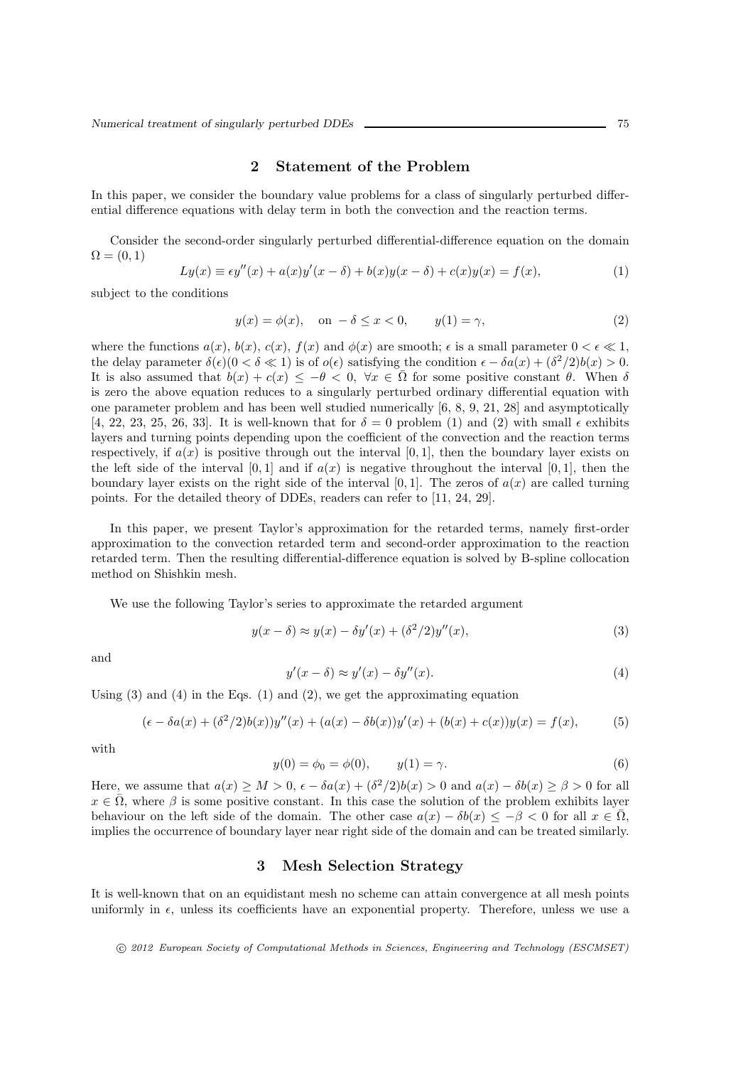## 2 Statement of the Problem

In this paper, we consider the boundary value problems for a class of singularly perturbed differential difference equations with delay term in both the convection and the reaction terms.

Consider the second-order singularly perturbed differential-difference equation on the domain $\Omega = (0, 1)$

$$Ly(x) \equiv \epsilon y''(x) + a(x)y'(x - \delta) + b(x)y(x - \delta) + c(x)y(x) = f(x), \tag{1}$$

subject to the conditions

$$y(x) = \phi(x), \quad \text{on } -\delta \leq x < 0, \qquad y(1) = \gamma, \tag{2}$$

where the functions $a(x)$, $b(x)$, $c(x)$, $f(x)$ and $\phi(x)$ are smooth; $\epsilon$ is a small parameter $0 < \epsilon \ll 1$, the delay parameter $\delta(\epsilon)(0 < \delta \ll 1)$ is of $o(\epsilon)$ satisfying the condition $\epsilon - \delta a(x) + (\delta^2/2)b(x) > 0$. It is also assumed that $b(x) + c(x) \leq -\theta < 0$, $\forall x \in \bar{\Omega}$ for some positive constant $\theta$. When $\delta$ is zero the above equation reduces to a singularly perturbed ordinary differential equation with one parameter problem and has been well studied numerically [6, 8, 9, 21, 28] and asymptotically [4, 22, 23, 25, 26, 33]. It is well-known that for $\delta = 0$ problem (1) and (2) with small $\epsilon$ exhibits layers and turning points depending upon the coefficient of the convection and the reaction terms respectively, if $a(x)$ is positive through out the interval $[0, 1]$, then the boundary layer exists on the left side of the interval $[0, 1]$ and if $a(x)$ is negative throughout the interval $[0, 1]$, then the boundary layer exists on the right side of the interval $[0, 1]$. The zeros of $a(x)$ are called turning points. For the detailed theory of DDEs, readers can refer to [11, 24, 29].

In this paper, we present Taylor's approximation for the retarded terms, namely first-order approximation to the convection retarded term and second-order approximation to the reaction retarded term. Then the resulting differential-difference equation is solved by B-spline collocation method on Shishkin mesh.

We use the following Taylor's series to approximate the retarded argument

$$y(x - \delta) \approx y(x) - \delta y'(x) + (\delta^2/2)y''(x), \tag{3}$$

and

$$y'(x - \delta) \approx y'(x) - \delta y''(x). \tag{4}$$

Using (3) and (4) in the Eqs. (1) and (2), we get the approximating equation

$$(\epsilon - \delta a(x) + (\delta^2/2)b(x))y''(x) + (a(x) - \delta b(x))y'(x) + (b(x) + c(x))y(x) = f(x), \tag{5}$$

with

$$y(0) = \phi_0 = \phi(0), \qquad y(1) = \gamma. \tag{6}$$

Here, we assume that $a(x) \geq M > 0$, $\epsilon - \delta a(x) + (\delta^2/2)b(x) > 0$ and $a(x) - \delta b(x) \geq \beta > 0$ for all $x \in \bar{\Omega}$, where $\beta$ is some positive constant. In this case the solution of the problem exhibits layer behaviour on the left side of the domain. The other case $a(x) - \delta b(x) \leq -\beta < 0$ for all $x \in \bar{\Omega}$, implies the occurrence of boundary layer near right side of the domain and can be treated similarly.

## 3 Mesh Selection Strategy

It is well-known that on an equidistant mesh no scheme can attain convergence at all mesh points uniformly in $\epsilon$, unless its coefficients have an exponential property. Therefore, unless we use a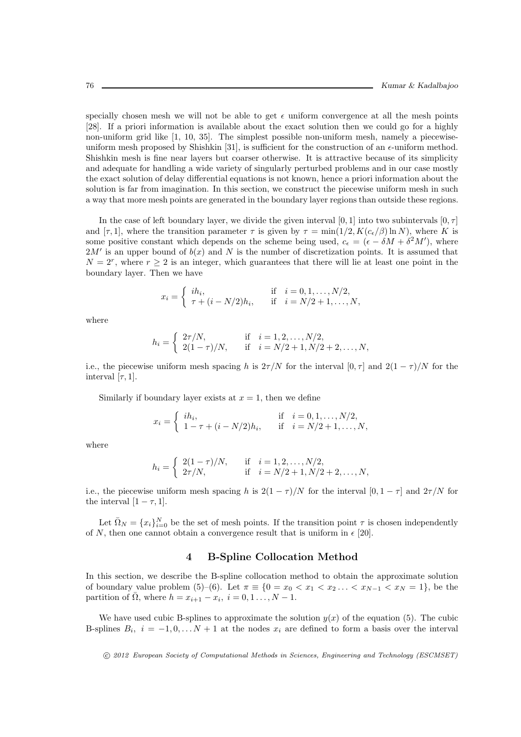specially chosen mesh we will not be able to get $\epsilon$ uniform convergence at all the mesh points [28]. If a priori information is available about the exact solution then we could go for a highly non-uniform grid like [1, 10, 35]. The simplest possible non-uniform mesh, namely a piecewise-uniform mesh proposed by Shishkin [31], is sufficient for the construction of an $\epsilon$-uniform method. Shishkin mesh is fine near layers but coarser otherwise. It is attractive because of its simplicity and adequate for handling a wide variety of singularly perturbed problems and in our case mostly the exact solution of delay differential equations is not known, hence a priori information about the solution is far from imagination. In this section, we construct the piecewise uniform mesh in such a way that more mesh points are generated in the boundary layer regions than outside these regions.

In the case of left boundary layer, we divide the given interval $[0, 1]$ into two subintervals $[0, \tau]$ and $[\tau, 1]$, where the transition parameter $\tau$ is given by $\tau = \min(1/2, K(c_\epsilon/\beta)\ln N)$, where $K$ is some positive constant which depends on the scheme being used, $c_\epsilon = (\epsilon - \delta M + \delta^2 M')$, where $2M'$ is an upper bound of $b(x)$ and $N$ is the number of discretization points. It is assumed that $N = 2^r$, where $r \geq 2$ is an integer, which guarantees that there will lie at least one point in the boundary layer. Then we have

$$x_i = \begin{cases} ih_i, & \text{if} \quad i = 0, 1, \ldots, N/2, \\ \tau + (i - N/2)h_i, & \text{if} \quad i = N/2 + 1, \ldots, N, \end{cases}$$

where

$$h_i = \begin{cases} 2\tau/N, & \text{if} \quad i = 1, 2, \ldots, N/2, \\ 2(1-\tau)/N, & \text{if} \quad i = N/2 + 1, N/2 + 2, \ldots, N, \end{cases}$$

i.e., the piecewise uniform mesh spacing $h$ is $2\tau/N$ for the interval $[0, \tau]$ and $2(1-\tau)/N$ for the interval $[\tau, 1]$.

Similarly if boundary layer exists at $x = 1$, then we define

$$x_i = \begin{cases} ih_i, & \text{if} \quad i = 0, 1, \ldots, N/2, \\ 1 - \tau + (i - N/2)h_i, & \text{if} \quad i = N/2 + 1, \ldots, N, \end{cases}$$

where

$$h_i = \begin{cases} 2(1-\tau)/N, & \text{if} \quad i = 1, 2, \ldots, N/2, \\ 2\tau/N, & \text{if} \quad i = N/2 + 1, N/2 + 2, \ldots, N, \end{cases}$$

i.e., the piecewise uniform mesh spacing $h$ is $2(1-\tau)/N$ for the interval $[0, 1-\tau]$ and $2\tau/N$ for the interval $[1-\tau, 1]$.

Let $\bar{\Omega}_N = \{x_i\}_{i=0}^N$ be the set of mesh points. If the transition point $\tau$ is chosen independently of $N$, then one cannot obtain a convergence result that is uniform in $\epsilon$ [20].

## 4 B-Spline Collocation Method

In this section, we describe the B-spline collocation method to obtain the approximate solution of boundary value problem (5)–(6). Let $\pi \equiv \{0 = x_0 < x_1 < x_2 \ldots < x_{N-1} < x_N = 1\}$, be the partition of $\bar{\Omega}$, where $h = x_{i+1} - x_i$, $i = 0, 1 \ldots, N-1$.

We have used cubic B-splines to approximate the solution $y(x)$ of the equation (5). The cubic B-splines $B_i$, $i = -1, 0, \ldots N+1$ at the nodes $x_i$ are defined to form a basis over the interval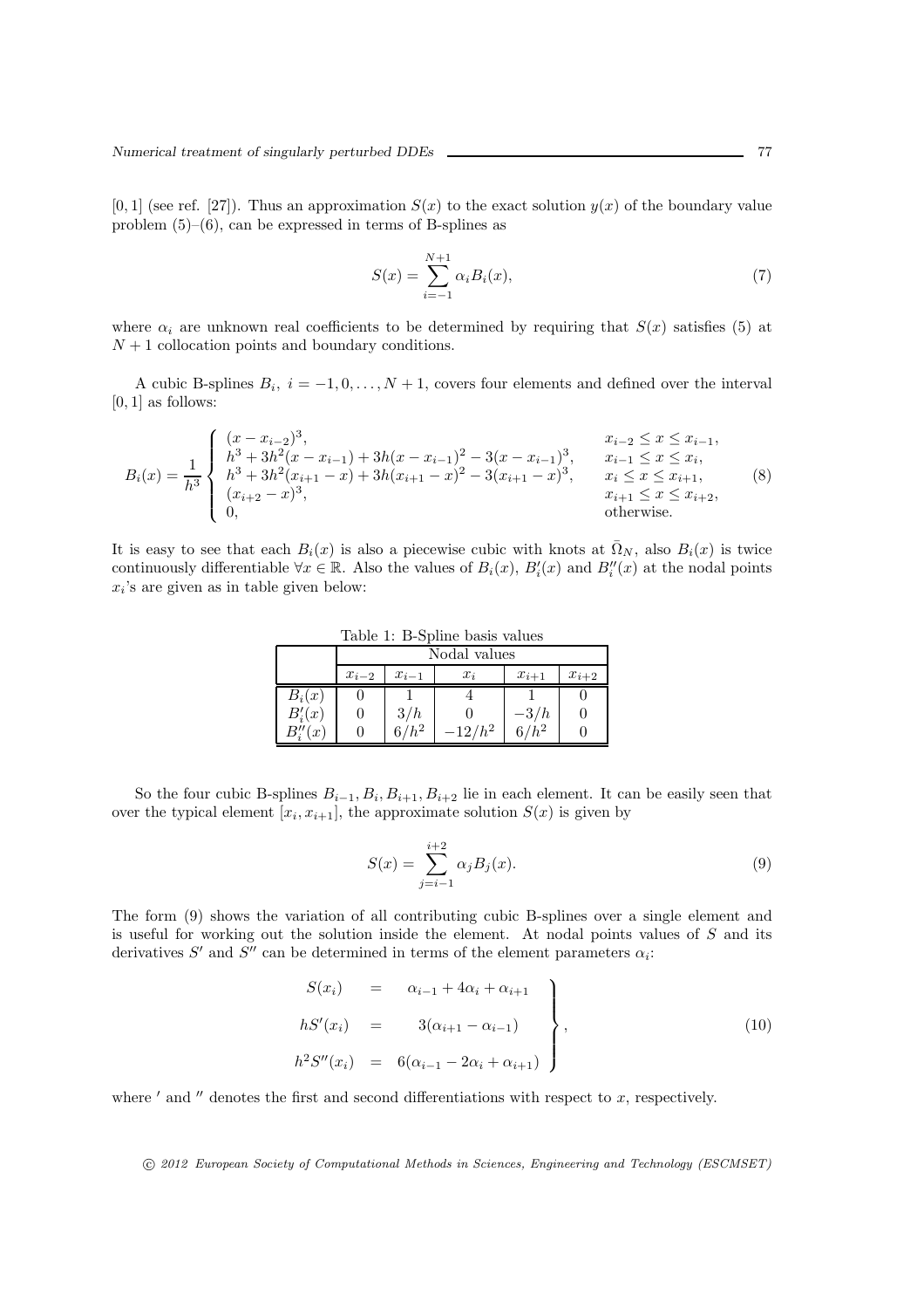$[0, 1]$ (see ref. [27]). Thus an approximation $S(x)$ to the exact solution $y(x)$ of the boundary value problem (5)–(6), can be expressed in terms of B-splines as

$$S(x) = \sum_{i=-1}^{N+1} \alpha_i B_i(x), \tag{7}$$

where $\alpha_i$ are unknown real coefficients to be determined by requiring that $S(x)$ satisfies (5) at $N+1$ collocation points and boundary conditions.

A cubic B-splines $B_i,\ i = -1, 0, \ldots, N+1$, covers four elements and defined over the interval $[0, 1]$ as follows:

$$B_i(x) = \frac{1}{h^3} \begin{cases} (x - x_{i-2})^3, & x_{i-2} \le x \le x_{i-1}, \\ h^3 + 3h^2(x - x_{i-1}) + 3h(x - x_{i-1})^2 - 3(x - x_{i-1})^3, & x_{i-1} \le x \le x_i, \\ h^3 + 3h^2(x_{i+1} - x) + 3h(x_{i+1} - x)^2 - 3(x_{i+1} - x)^3, & x_i \le x \le x_{i+1}, \\ (x_{i+2} - x)^3, & x_{i+1} \le x \le x_{i+2}, \\ 0, & \text{otherwise.} \end{cases} \tag{8}$$

It is easy to see that each $B_i(x)$ is also a piecewise cubic with knots at $\bar{\Omega}_N$, also $B_i(x)$ is twice continuously differentiable $\forall x \in \mathbb{R}$. Also the values of $B_i(x)$, $B_i'(x)$ and $B_i''(x)$ at the nodal points $x_i$'s are given as in table given below:

Table 1: B-Spline basis values

| | Nodal values | | | | |
|---|---|---|---|---|---|
| | $x_{i-2}$ | $x_{i-1}$ | $x_i$ | $x_{i+1}$ | $x_{i+2}$ |
| $B_i(x)$ | 0 | 1 | 4 | 1 | 0 |
| $B_i'(x)$ | 0 | $3/h$ | 0 | $-3/h$ | 0 |
| $B_i''(x)$ | 0 | $6/h^2$ | $-12/h^2$ | $6/h^2$ | 0 |

So the four cubic B-splines $B_{i-1}, B_i, B_{i+1}, B_{i+2}$ lie in each element. It can be easily seen that over the typical element $[x_i, x_{i+1}]$, the approximate solution $S(x)$ is given by

$$S(x) = \sum_{j=i-1}^{i+2} \alpha_j B_j(x). \tag{9}$$

The form (9) shows the variation of all contributing cubic B-splines over a single element and is useful for working out the solution inside the element. At nodal points values of $S$ and its derivatives $S'$ and $S''$ can be determined in terms of the element parameters $\alpha_i$:

$$\left.\begin{aligned} S(x_i) &= \alpha_{i-1} + 4\alpha_i + \alpha_{i+1} \\ hS'(x_i) &= 3(\alpha_{i+1} - \alpha_{i-1}) \\ h^2 S''(x_i) &= 6(\alpha_{i-1} - 2\alpha_i + \alpha_{i+1}) \end{aligned}\right\}, \tag{10}$$

where $'$ and $''$ denotes the first and second differentiations with respect to $x$, respectively.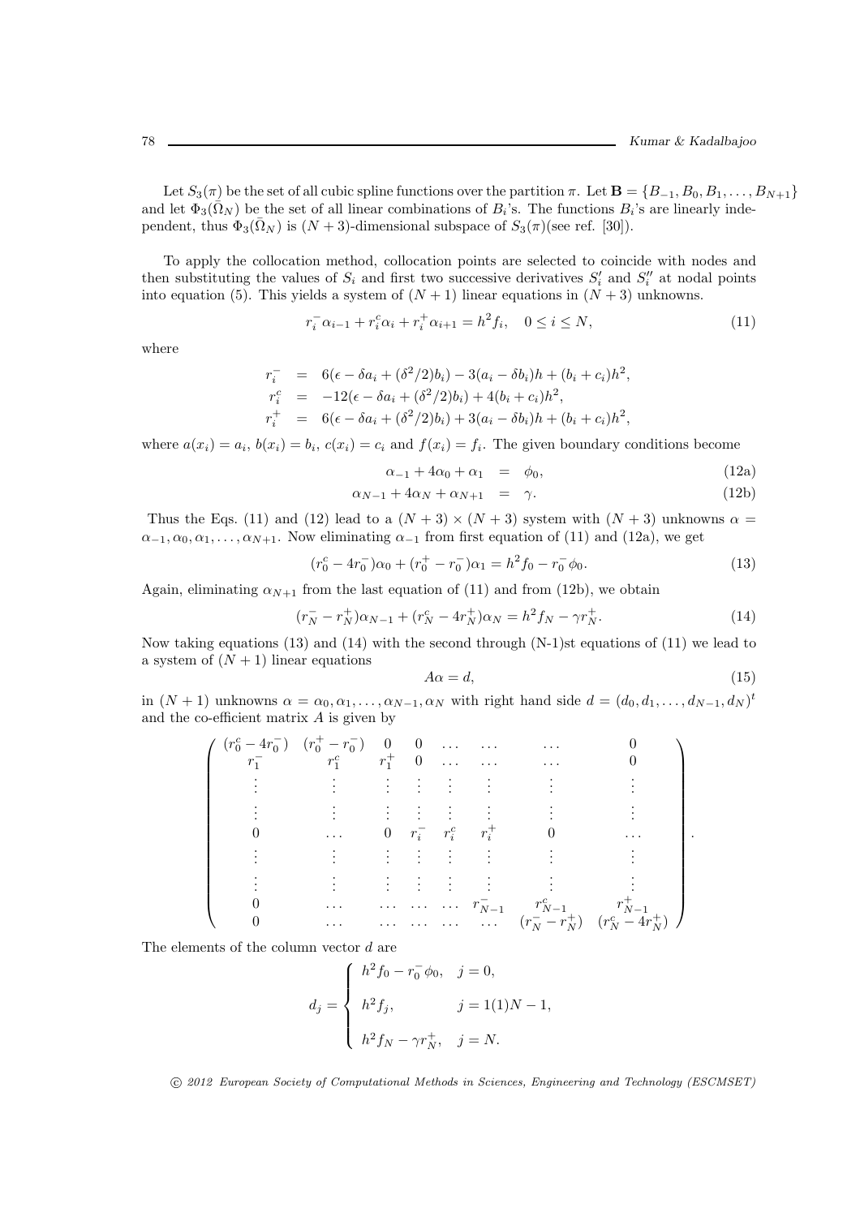Let $S_3(\pi)$ be the set of all cubic spline functions over the partition $\pi$. Let $\mathbf{B} = \{B_{-1}, B_0, B_1, \ldots, B_{N+1}\}$ and let $\Phi_3(\bar{\Omega}_N)$ be the set of all linear combinations of $B_i$'s. The functions $B_i$'s are linearly independent, thus $\Phi_3(\bar{\Omega}_N)$ is $(N+3)$-dimensional subspace of $S_3(\pi)$(see ref. [30]).

To apply the collocation method, collocation points are selected to coincide with nodes and then substituting the values of $S_i$ and first two successive derivatives $S_i'$ and $S_i''$ at nodal points into equation (5). This yields a system of $(N+1)$ linear equations in $(N+3)$ unknowns.

$$r_i^- \alpha_{i-1} + r_i^c \alpha_i + r_i^+ \alpha_{i+1} = h^2 f_i, \quad 0 \le i \le N, \tag{11}$$

where

$$\begin{aligned}
r_i^- &= 6(\epsilon - \delta a_i + (\delta^2/2) b_i) - 3(a_i - \delta b_i)h + (b_i + c_i)h^2, \\
r_i^c &= -12(\epsilon - \delta a_i + (\delta^2/2) b_i) + 4(b_i + c_i)h^2, \\
r_i^+ &= 6(\epsilon - \delta a_i + (\delta^2/2) b_i) + 3(a_i - \delta b_i)h + (b_i + c_i)h^2,
\end{aligned}$$

where $a(x_i) = a_i$, $b(x_i) = b_i$, $c(x_i) = c_i$ and $f(x_i) = f_i$. The given boundary conditions become

$$\alpha_{-1} + 4\alpha_0 + \alpha_1 = \phi_0, \tag{12a}$$

$$\alpha_{N-1} + 4\alpha_N + \alpha_{N+1} = \gamma. \tag{12b}$$

Thus the Eqs. (11) and (12) lead to a $(N+3) \times (N+3)$ system with $(N+3)$ unknowns $\alpha = \alpha_{-1}, \alpha_0, \alpha_1, \ldots, \alpha_{N+1}$. Now eliminating $\alpha_{-1}$ from first equation of (11) and (12a), we get

$$(r_0^c - 4r_0^-)\alpha_0 + (r_0^+ - r_0^-)\alpha_1 = h^2 f_0 - r_0^- \phi_0. \tag{13}$$

Again, eliminating $\alpha_{N+1}$ from the last equation of (11) and from (12b), we obtain

$$(r_N^- - r_N^+)\alpha_{N-1} + (r_N^c - 4r_N^+)\alpha_N = h^2 f_N - \gamma r_N^+. \tag{14}$$

Now taking equations (13) and (14) with the second through (N-1)st equations of (11) we lead to a system of $(N+1)$ linear equations

$$A\alpha = d, \tag{15}$$

in $(N+1)$ unknowns $\alpha = \alpha_0, \alpha_1, \ldots, \alpha_{N-1}, \alpha_N$ with right hand side $d = (d_0, d_1, \ldots, d_{N-1}, d_N)^t$ and the co-efficient matrix $A$ is given by

$$\begin{pmatrix}
(r_0^c - 4r_0^-) & (r_0^+ - r_0^-) & 0 & 0 & \ldots & \ldots & \ldots & 0 \\
r_1^- & r_1^c & r_1^+ & 0 & \ldots & \ldots & \ldots & 0 \\
\vdots & \vdots & \vdots & \vdots & \vdots & \vdots & \vdots & \vdots \\
\vdots & \vdots & \vdots & \vdots & \vdots & \vdots & \vdots & \vdots \\
0 & \ldots & 0 & r_i^- & r_i^c & r_i^+ & 0 & \ldots \\
\vdots & \vdots & \vdots & \vdots & \vdots & \vdots & \vdots & \vdots \\
\vdots & \vdots & \vdots & \vdots & \vdots & \vdots & \vdots & \vdots \\
0 & \ldots & \ldots & \ldots & \ldots & r_{N-1}^- & r_{N-1}^c & r_{N-1}^+ \\
0 & \ldots & \ldots & \ldots & \ldots & \ldots & (r_N^- - r_N^+) & (r_N^c - 4r_N^+)
\end{pmatrix}.$$

The elements of the column vector $d$ are

$$d_j = \begin{cases}
h^2 f_0 - r_0^- \phi_0, & j = 0, \\
h^2 f_j, & j = 1(1)N-1, \\
h^2 f_N - \gamma r_N^+, & j = N.
\end{cases}$$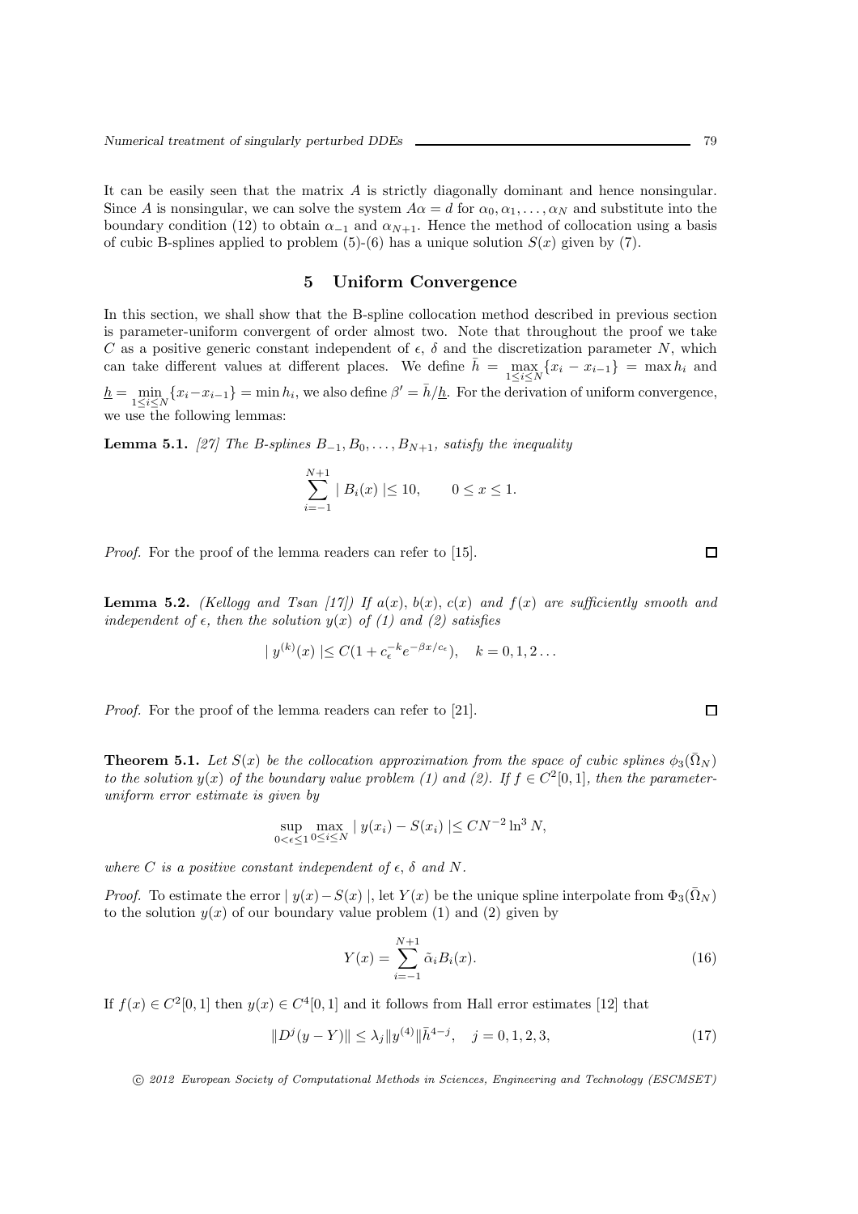It can be easily seen that the matrix $A$ is strictly diagonally dominant and hence nonsingular. Since $A$ is nonsingular, we can solve the system $A\alpha = d$ for $\alpha_0, \alpha_1, \ldots, \alpha_N$ and substitute into the boundary condition (12) to obtain $\alpha_{-1}$ and $\alpha_{N+1}$. Hence the method of collocation using a basis of cubic B-splines applied to problem (5)-(6) has a unique solution $S(x)$ given by (7).

## 5 Uniform Convergence

In this section, we shall show that the B-spline collocation method described in previous section is parameter-uniform convergent of order almost two. Note that throughout the proof we take $C$ as a positive generic constant independent of $\epsilon$, $\delta$ and the discretization parameter $N$, which can take different values at different places. We define $\bar{h} = \max_{1 \le i \le N} \{x_i - x_{i-1}\} = \max h_i$ and $\underline{h} = \min_{1 \le i \le N} \{x_i - x_{i-1}\} = \min h_i$, we also define $\beta' = \bar{h}/\underline{h}$. For the derivation of uniform convergence, we use the following lemmas:

**Lemma 5.1.** *[27] The B-splines $B_{-1}, B_0, \ldots, B_{N+1}$, satisfy the inequality*

$$\sum_{i=-1}^{N+1} | B_i(x) | \le 10, \qquad 0 \le x \le 1.$$

*Proof.* For the proof of the lemma readers can refer to [15]. □

**Lemma 5.2.** *(Kellogg and Tsan [17]) If $a(x)$, $b(x)$, $c(x)$ and $f(x)$ are sufficiently smooth and independent of $\epsilon$, then the solution $y(x)$ of (1) and (2) satisfies*

$$| y^{(k)}(x) | \le C(1 + c_\epsilon^{-k} e^{-\beta x / c_\epsilon}), \quad k = 0, 1, 2 \ldots$$

*Proof.* For the proof of the lemma readers can refer to [21]. □

**Theorem 5.1.** *Let $S(x)$ be the collocation approximation from the space of cubic splines $\phi_3(\bar{\Omega}_N)$ to the solution $y(x)$ of the boundary value problem (1) and (2). If $f \in C^2[0, 1]$, then the parameter-uniform error estimate is given by*

$$\sup_{0 < \epsilon \le 1} \max_{0 \le i \le N} | y(x_i) - S(x_i) | \le C N^{-2} \ln^3 N,$$

*where $C$ is a positive constant independent of $\epsilon$, $\delta$ and $N$.*

*Proof.* To estimate the error $| y(x) - S(x) |$, let $Y(x)$ be the unique spline interpolate from $\Phi_3(\bar{\Omega}_N)$ to the solution $y(x)$ of our boundary value problem (1) and (2) given by

$$Y(x) = \sum_{i=-1}^{N+1} \tilde{\alpha}_i B_i(x). \tag{16}$$

If $f(x) \in C^2[0, 1]$ then $y(x) \in C^4[0, 1]$ and it follows from Hall error estimates [12] that

$$\| D^j (y - Y) \| \le \lambda_j \| y^{(4)} \| \bar{h}^{4-j}, \quad j = 0, 1, 2, 3, \tag{17}$$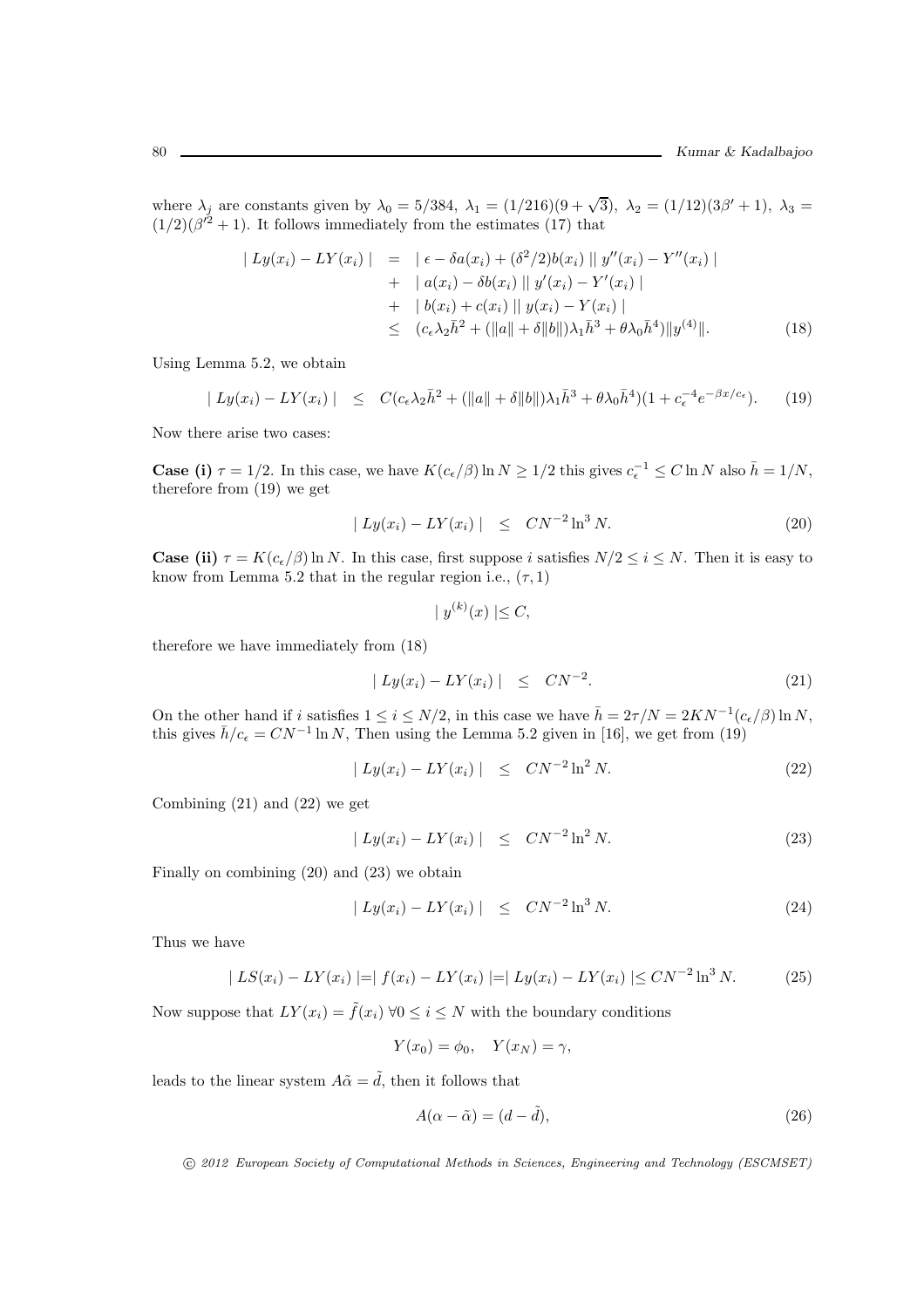where $\lambda_j$ are constants given by $\lambda_0 = 5/384,\ \lambda_1 = (1/216)(9 + \sqrt{3}),\ \lambda_2 = (1/12)(3\beta' + 1),\ \lambda_3 = (1/2)(\beta'^2 + 1)$. It follows immediately from the estimates (17) that

$$
\begin{aligned}
\mid Ly(x_i) - LY(x_i) \mid \ &= \ \mid \epsilon - \delta a(x_i) + (\delta^2/2) b(x_i) \mid\mid y''(x_i) - Y''(x_i) \mid \\
&+ \ \mid a(x_i) - \delta b(x_i) \mid\mid y'(x_i) - Y'(x_i) \mid \\
&+ \ \mid b(x_i) + c(x_i) \mid\mid y(x_i) - Y(x_i) \mid \\
&\leq \ (c_\epsilon \lambda_2 \bar{h}^2 + (\|a\| + \delta \|b\|)\lambda_1 \bar{h}^3 + \theta \lambda_0 \bar{h}^4)\|y^{(4)}\|. 
\end{aligned} \tag{18}
$$

Using Lemma 5.2, we obtain

$$
\mid Ly(x_i) - LY(x_i) \mid \ \leq \ C(c_\epsilon \lambda_2 \bar{h}^2 + (\|a\| + \delta\|b\|)\lambda_1 \bar{h}^3 + \theta \lambda_0 \bar{h}^4)(1 + c_\epsilon^{-4} e^{-\beta x / c_\epsilon}). \tag{19}
$$

Now there arise two cases:

**Case (i)** $\tau = 1/2$. In this case, we have $K(c_\epsilon/\beta)\ln N \geq 1/2$ this gives $c_\epsilon^{-1} \leq C \ln N$ also $\bar{h} = 1/N$, therefore from (19) we get

$$
\mid Ly(x_i) - LY(x_i) \mid \ \leq \ CN^{-2} \ln^3 N. \tag{20}
$$

**Case (ii)** $\tau = K(c_\epsilon/\beta)\ln N$. In this case, first suppose $i$ satisfies $N/2 \leq i \leq N$. Then it is easy to know from Lemma 5.2 that in the regular region i.e., $(\tau, 1)$

$$
\mid y^{(k)}(x) \mid \leq C,
$$

therefore we have immediately from (18)

$$
\mid Ly(x_i) - LY(x_i) \mid \ \leq \ CN^{-2}. \tag{21}
$$

On the other hand if $i$ satisfies $1 \leq i \leq N/2$, in this case we have $\bar{h} = 2\tau/N = 2KN^{-1}(c_\epsilon/\beta)\ln N$, this gives $\bar{h}/c_\epsilon = CN^{-1}\ln N$, Then using the Lemma 5.2 given in [16], we get from (19)

$$
\mid Ly(x_i) - LY(x_i) \mid \ \leq \ CN^{-2} \ln^2 N. \tag{22}
$$

Combining (21) and (22) we get

$$
\mid Ly(x_i) - LY(x_i) \mid \ \leq \ CN^{-2} \ln^2 N. \tag{23}
$$

Finally on combining (20) and (23) we obtain

$$
\mid Ly(x_i) - LY(x_i) \mid \ \leq \ CN^{-2} \ln^3 N. \tag{24}
$$

Thus we have

$$
\mid LS(x_i) - LY(x_i) \mid = \mid f(x_i) - LY(x_i) \mid = \mid Ly(x_i) - LY(x_i) \mid \leq CN^{-2} \ln^3 N. \tag{25}
$$

Now suppose that $LY(x_i) = \tilde{f}(x_i)\ \forall 0 \leq i \leq N$ with the boundary conditions

$$
Y(x_0) = \phi_0, \quad Y(x_N) = \gamma,
$$

leads to the linear system $A\tilde{\alpha} = \tilde{d}$, then it follows that

$$
A(\alpha - \tilde{\alpha}) = (d - \tilde{d}), \tag{26}
$$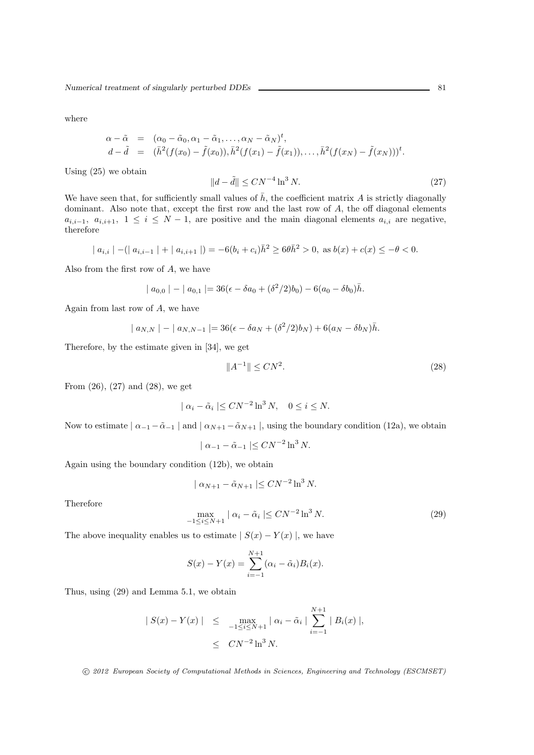where

$$
\begin{aligned}
\alpha - \tilde{\alpha} &= (\alpha_0 - \tilde{\alpha}_0, \alpha_1 - \tilde{\alpha}_1, \ldots, \alpha_N - \tilde{\alpha}_N)^t, \\
d - \tilde{d} &= (\bar{h}^2(f(x_0) - \tilde{f}(x_0)), \bar{h}^2(f(x_1) - \tilde{f}(x_1)), \ldots, \bar{h}^2(f(x_N) - \tilde{f}(x_N)))^t.
\end{aligned}
$$

Using (25) we obtain

$$
\|d - \tilde{d}\| \leq CN^{-4} \ln^3 N. \tag{27}
$$

We have seen that, for sufficiently small values of $\bar{h}$, the coefficient matrix $A$ is strictly diagonally dominant. Also note that, except the first row and the last row of $A$, the off diagonal elements $a_{i,i-1}$, $a_{i,i+1}$, $1 \leq i \leq N-1$, are positive and the main diagonal elements $a_{i,i}$ are negative, therefore

$$
| a_{i,i} | - (| a_{i,i-1} | + | a_{i,i+1} |) = -6(b_i + c_i)\bar{h}^2 \geq 6\theta\bar{h}^2 > 0, \text{ as } b(x) + c(x) \leq -\theta < 0.
$$

Also from the first row of $A$, we have

$$
| a_{0,0} | - | a_{0,1} | = 36(\epsilon - \delta a_0 + (\delta^2/2)b_0) - 6(a_0 - \delta b_0)\bar{h}.
$$

Again from last row of $A$, we have

$$
| a_{N,N} | - | a_{N,N-1} | = 36(\epsilon - \delta a_N + (\delta^2/2)b_N) + 6(a_N - \delta b_N)\bar{h}.
$$

Therefore, by the estimate given in [34], we get

$$
\|A^{-1}\| \leq CN^2. \tag{28}
$$

From (26), (27) and (28), we get

$$
| \alpha_i - \tilde{\alpha}_i | \leq CN^{-2} \ln^3 N, \quad 0 \leq i \leq N.
$$

Now to estimate $| \alpha_{-1} - \tilde{\alpha}_{-1} |$ and $| \alpha_{N+1} - \tilde{\alpha}_{N+1} |$, using the boundary condition (12a), we obtain

$$
| \alpha_{-1} - \tilde{\alpha}_{-1} | \leq CN^{-2} \ln^3 N.
$$

Again using the boundary condition (12b), we obtain

$$
| \alpha_{N+1} - \tilde{\alpha}_{N+1} | \leq CN^{-2} \ln^3 N.
$$

Therefore

$$
\max_{-1 \leq i \leq N+1} | \alpha_i - \tilde{\alpha}_i | \leq CN^{-2} \ln^3 N. \tag{29}
$$

The above inequality enables us to estimate $| S(x) - Y(x) |$, we have

$$
S(x) - Y(x) = \sum_{i=-1}^{N+1} (\alpha_i - \tilde{\alpha}_i) B_i(x).
$$

Thus, using (29) and Lemma 5.1, we obtain

$$
\begin{aligned}
| S(x) - Y(x) | &\leq \max_{-1 \leq i \leq N+1} | \alpha_i - \tilde{\alpha}_i | \sum_{i=-1}^{N+1} | B_i(x) |, \\
&\leq CN^{-2} \ln^3 N.
\end{aligned}
$$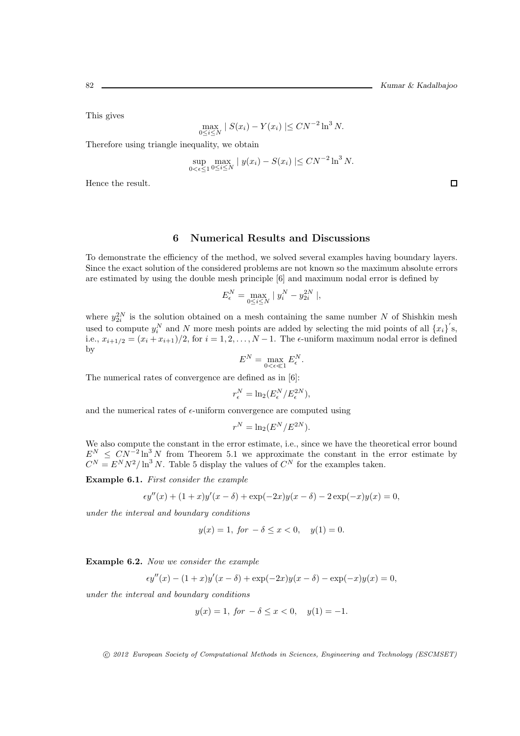This gives

$$\max_{0 \le i \le N} | S(x_i) - Y(x_i) | \le CN^{-2} \ln^3 N.$$

Therefore using triangle inequality, we obtain

$$\sup_{0<\epsilon \le 1} \max_{0 \le i \le N} | y(x_i) - S(x_i) | \le CN^{-2} \ln^3 N.$$

Hence the result. □

## 6 Numerical Results and Discussions

To demonstrate the efficiency of the method, we solved several examples having boundary layers. Since the exact solution of the considered problems are not known so the maximum absolute errors are estimated by using the double mesh principle [6] and maximum nodal error is defined by

$$E_\epsilon^N = \max_{0 \le i \le N} | y_i^N - y_{2i}^{2N} |,$$

where $y_{2i}^{2N}$ is the solution obtained on a mesh containing the same number $N$ of Shishkin mesh used to compute $y_i^N$ and $N$ more mesh points are added by selecting the mid points of all $\{x_i\}'$s, i.e., $x_{i+1/2} = (x_i + x_{i+1})/2$, for $i = 1, 2, \dots, N-1$. The $\epsilon$-uniform maximum nodal error is defined by

$$E^N = \max_{0<\epsilon \ll 1} E_\epsilon^N.$$

The numerical rates of convergence are defined as in [6]:

$$r_\epsilon^N = \ln_2(E_\epsilon^N / E_\epsilon^{2N}),$$

and the numerical rates of $\epsilon$-uniform convergence are computed using

$$r^N = \ln_2(E^N / E^{2N}).$$

We also compute the constant in the error estimate, i.e., since we have the theoretical error bound $E^N \le CN^{-2} \ln^3 N$ from Theorem 5.1 we approximate the constant in the error estimate by $C^N = E^N N^2 / \ln^3 N$. Table 5 display the values of $C^N$ for the examples taken.

**Example 6.1.** *First consider the example*

$$\epsilon y''(x) + (1+x)y'(x-\delta) + \exp(-2x)y(x-\delta) - 2\exp(-x)y(x) = 0,$$

*under the interval and boundary conditions*

$$y(x) = 1, \; for \; -\delta \le x < 0, \quad y(1) = 0.$$

**Example 6.2.** *Now we consider the example*

$$\epsilon y''(x) - (1+x)y'(x-\delta) + \exp(-2x)y(x-\delta) - \exp(-x)y(x) = 0,$$

*under the interval and boundary conditions*

$$y(x) = 1, \; for \; -\delta \le x < 0, \quad y(1) = -1.$$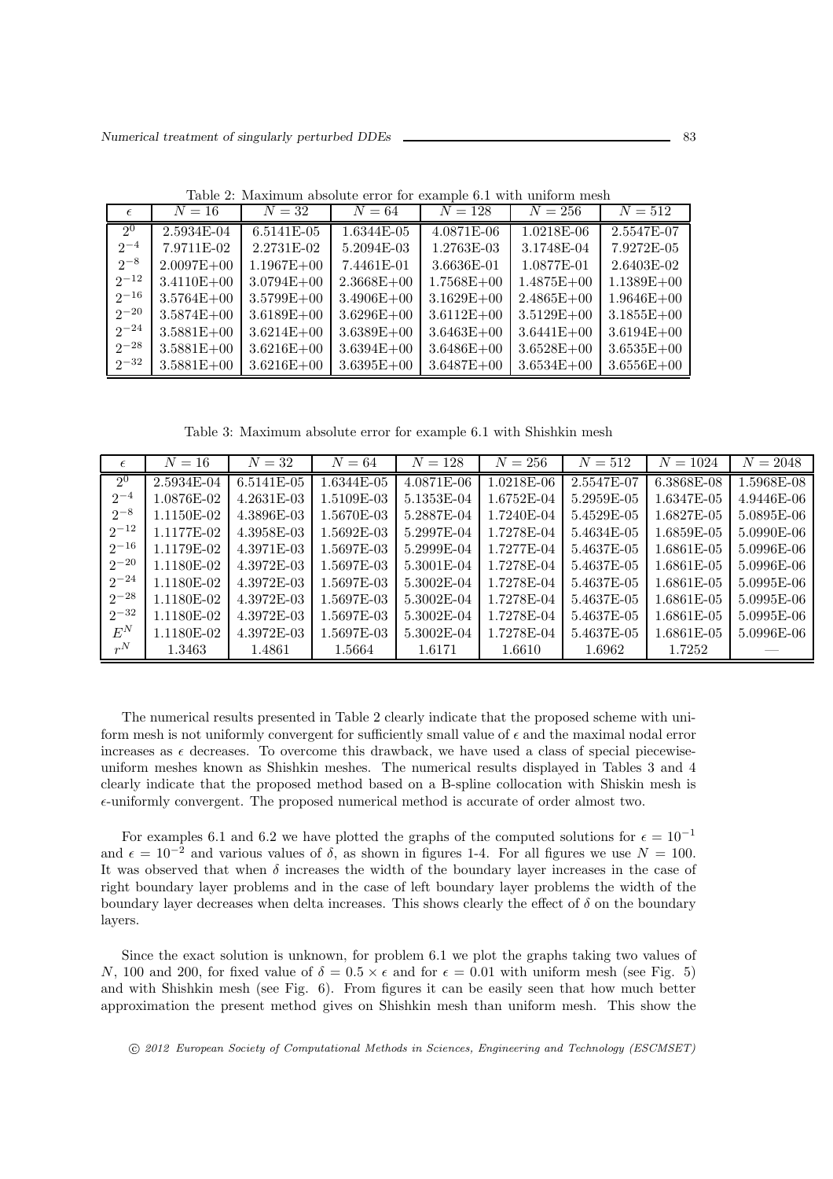Table 2: Maximum absolute error for example 6.1 with uniform mesh

| $\epsilon$ | $N=16$ | $N=32$ | $N=64$ | $N=128$ | $N=256$ | $N=512$ |
|---|---|---|---|---|---|---|
| $2^{0}$ | 2.5934E-04 | 6.5141E-05 | 1.6344E-05 | 4.0871E-06 | 1.0218E-06 | 2.5547E-07 |
| $2^{-4}$ | 7.9711E-02 | 2.2731E-02 | 5.2094E-03 | 1.2763E-03 | 3.1748E-04 | 7.9272E-05 |
| $2^{-8}$ | 2.0097E+00 | 1.1967E+00 | 7.4461E-01 | 3.6636E-01 | 1.0877E-01 | 2.6403E-02 |
| $2^{-12}$ | 3.4110E+00 | 3.0794E+00 | 2.3668E+00 | 1.7568E+00 | 1.4875E+00 | 1.1389E+00 |
| $2^{-16}$ | 3.5764E+00 | 3.5799E+00 | 3.4906E+00 | 3.1629E+00 | 2.4865E+00 | 1.9646E+00 |
| $2^{-20}$ | 3.5874E+00 | 3.6189E+00 | 3.6296E+00 | 3.6112E+00 | 3.5129E+00 | 3.1855E+00 |
| $2^{-24}$ | 3.5881E+00 | 3.6214E+00 | 3.6389E+00 | 3.6463E+00 | 3.6441E+00 | 3.6194E+00 |
| $2^{-28}$ | 3.5881E+00 | 3.6216E+00 | 3.6394E+00 | 3.6486E+00 | 3.6528E+00 | 3.6535E+00 |
| $2^{-32}$ | 3.5881E+00 | 3.6216E+00 | 3.6395E+00 | 3.6487E+00 | 3.6534E+00 | 3.6556E+00 |

Table 3: Maximum absolute error for example 6.1 with Shishkin mesh

| $\epsilon$ | $N=16$ | $N=32$ | $N=64$ | $N=128$ | $N=256$ | $N=512$ | $N=1024$ | $N=2048$ |
|---|---|---|---|---|---|---|---|---|
| $2^{0}$ | 2.5934E-04 | 6.5141E-05 | 1.6344E-05 | 4.0871E-06 | 1.0218E-06 | 2.5547E-07 | 6.3868E-08 | 1.5968E-08 |
| $2^{-4}$ | 1.0876E-02 | 4.2631E-03 | 1.5109E-03 | 5.1353E-04 | 1.6752E-04 | 5.2959E-05 | 1.6347E-05 | 4.9446E-06 |
| $2^{-8}$ | 1.1150E-02 | 4.3896E-03 | 1.5670E-03 | 5.2887E-04 | 1.7240E-04 | 5.4529E-05 | 1.6827E-05 | 5.0895E-06 |
| $2^{-12}$ | 1.1177E-02 | 4.3958E-03 | 1.5692E-03 | 5.2997E-04 | 1.7278E-04 | 5.4634E-05 | 1.6859E-05 | 5.0990E-06 |
| $2^{-16}$ | 1.1179E-02 | 4.3971E-03 | 1.5697E-03 | 5.2999E-04 | 1.7277E-04 | 5.4637E-05 | 1.6861E-05 | 5.0996E-06 |
| $2^{-20}$ | 1.1180E-02 | 4.3972E-03 | 1.5697E-03 | 5.3001E-04 | 1.7278E-04 | 5.4637E-05 | 1.6861E-05 | 5.0996E-06 |
| $2^{-24}$ | 1.1180E-02 | 4.3972E-03 | 1.5697E-03 | 5.3002E-04 | 1.7278E-04 | 5.4637E-05 | 1.6861E-05 | 5.0995E-06 |
| $2^{-28}$ | 1.1180E-02 | 4.3972E-03 | 1.5697E-03 | 5.3002E-04 | 1.7278E-04 | 5.4637E-05 | 1.6861E-05 | 5.0995E-06 |
| $2^{-32}$ | 1.1180E-02 | 4.3972E-03 | 1.5697E-03 | 5.3002E-04 | 1.7278E-04 | 5.4637E-05 | 1.6861E-05 | 5.0995E-06 |
| $E^{N}$ | 1.1180E-02 | 4.3972E-03 | 1.5697E-03 | 5.3002E-04 | 1.7278E-04 | 5.4637E-05 | 1.6861E-05 | 5.0996E-06 |
| $r^{N}$ | 1.3463 | 1.4861 | 1.5664 | 1.6171 | 1.6610 | 1.6962 | 1.7252 | — |

The numerical results presented in Table 2 clearly indicate that the proposed scheme with uniform mesh is not uniformly convergent for sufficiently small value of $\epsilon$ and the maximal nodal error increases as $\epsilon$ decreases. To overcome this drawback, we have used a class of special piecewise-uniform meshes known as Shishkin meshes. The numerical results displayed in Tables 3 and 4 clearly indicate that the proposed method based on a B-spline collocation with Shiskin mesh is $\epsilon$-uniformly convergent. The proposed numerical method is accurate of order almost two.

For examples 6.1 and 6.2 we have plotted the graphs of the computed solutions for $\epsilon = 10^{-1}$ and $\epsilon = 10^{-2}$ and various values of $\delta$, as shown in figures 1-4. For all figures we use $N = 100$. It was observed that when $\delta$ increases the width of the boundary layer increases in the case of right boundary layer problems and in the case of left boundary layer problems the width of the boundary layer decreases when delta increases. This shows clearly the effect of $\delta$ on the boundary layers.

Since the exact solution is unknown, for problem 6.1 we plot the graphs taking two values of $N$, 100 and 200, for fixed value of $\delta = 0.5 \times \epsilon$ and for $\epsilon = 0.01$ with uniform mesh (see Fig. 5) and with Shishkin mesh (see Fig. 6). From figures it can be easily seen that how much better approximation the present method gives on Shishkin mesh than uniform mesh. This show the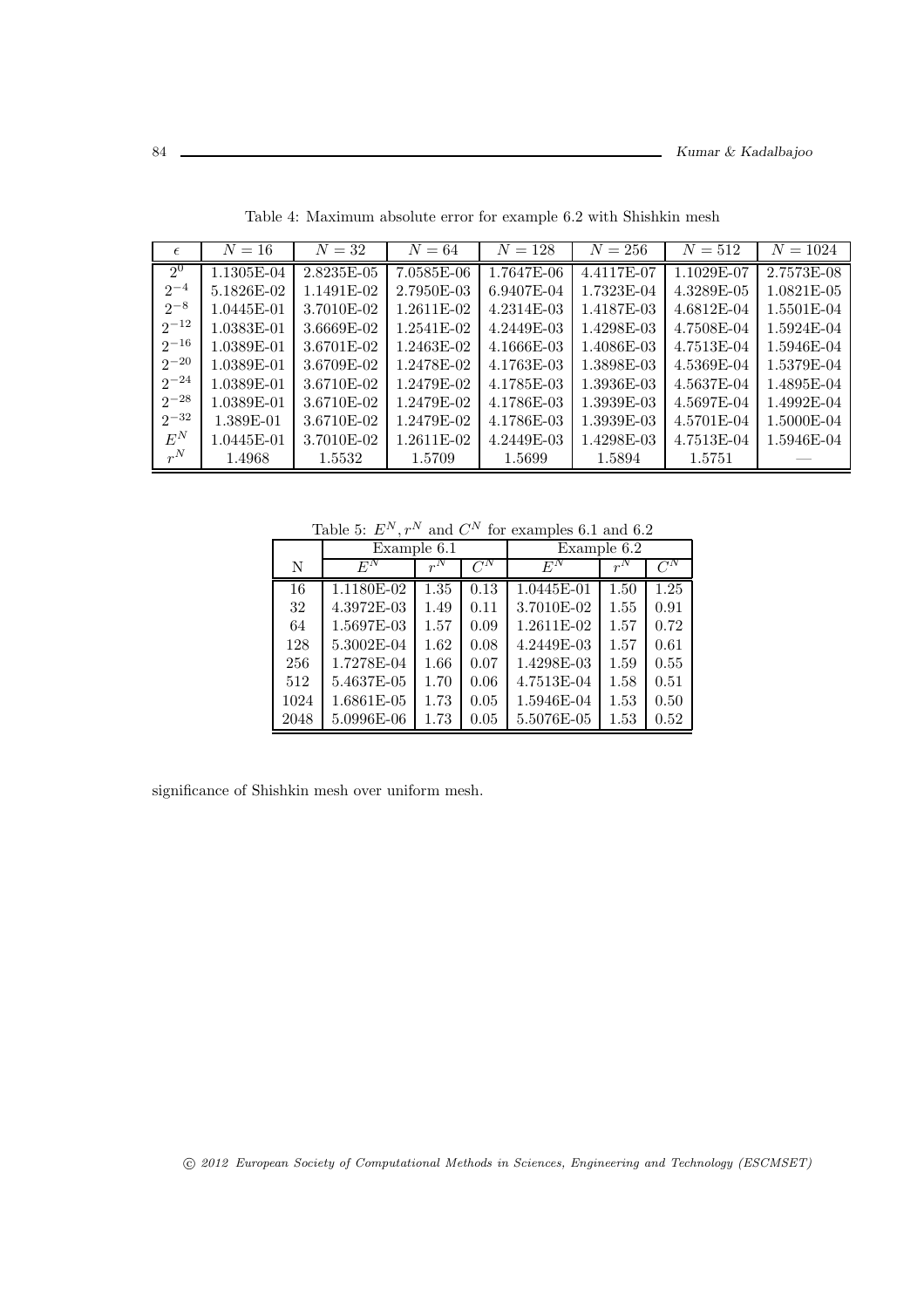Table 4: Maximum absolute error for example 6.2 with Shishkin mesh

| $\epsilon$ | $N = 16$ | $N = 32$ | $N = 64$ | $N = 128$ | $N = 256$ | $N = 512$ | $N = 1024$ |
|---|---|---|---|---|---|---|---|
| $2^0$ | 1.1305E-04 | 2.8235E-05 | 7.0585E-06 | 1.7647E-06 | 4.4117E-07 | 1.1029E-07 | 2.7573E-08 |
| $2^{-4}$ | 5.1826E-02 | 1.1491E-02 | 2.7950E-03 | 6.9407E-04 | 1.7323E-04 | 4.3289E-05 | 1.0821E-05 |
| $2^{-8}$ | 1.0445E-01 | 3.7010E-02 | 1.2611E-02 | 4.2314E-03 | 1.4187E-03 | 4.6812E-04 | 1.5501E-04 |
| $2^{-12}$ | 1.0383E-01 | 3.6669E-02 | 1.2541E-02 | 4.2449E-03 | 1.4298E-03 | 4.7508E-04 | 1.5924E-04 |
| $2^{-16}$ | 1.0389E-01 | 3.6701E-02 | 1.2463E-02 | 4.1666E-03 | 1.4086E-03 | 4.7513E-04 | 1.5946E-04 |
| $2^{-20}$ | 1.0389E-01 | 3.6709E-02 | 1.2478E-02 | 4.1763E-03 | 1.3898E-03 | 4.5369E-04 | 1.5379E-04 |
| $2^{-24}$ | 1.0389E-01 | 3.6710E-02 | 1.2479E-02 | 4.1785E-03 | 1.3936E-03 | 4.5637E-04 | 1.4895E-04 |
| $2^{-28}$ | 1.0389E-01 | 3.6710E-02 | 1.2479E-02 | 4.1786E-03 | 1.3939E-03 | 4.5697E-04 | 1.4992E-04 |
| $2^{-32}$ | 1.389E-01 | 3.6710E-02 | 1.2479E-02 | 4.1786E-03 | 1.3939E-03 | 4.5701E-04 | 1.5000E-04 |
| $E^N$ | 1.0445E-01 | 3.7010E-02 | 1.2611E-02 | 4.2449E-03 | 1.4298E-03 | 4.7513E-04 | 1.5946E-04 |
| $r^N$ | 1.4968 | 1.5532 | 1.5709 | 1.5699 | 1.5894 | 1.5751 | — |

Table 5: $E^N, r^N$ and $C^N$ for examples 6.1 and 6.2

| | Example 6.1 | | | Example 6.2 | | |
|---|---|---|---|---|---|---|
| N | $E^N$ | $r^N$ | $C^N$ | $E^N$ | $r^N$ | $C^N$ |
| 16 | 1.1180E-02 | 1.35 | 0.13 | 1.0445E-01 | 1.50 | 1.25 |
| 32 | 4.3972E-03 | 1.49 | 0.11 | 3.7010E-02 | 1.55 | 0.91 |
| 64 | 1.5697E-03 | 1.57 | 0.09 | 1.2611E-02 | 1.57 | 0.72 |
| 128 | 5.3002E-04 | 1.62 | 0.08 | 4.2449E-03 | 1.57 | 0.61 |
| 256 | 1.7278E-04 | 1.66 | 0.07 | 1.4298E-03 | 1.59 | 0.55 |
| 512 | 5.4637E-05 | 1.70 | 0.06 | 4.7513E-04 | 1.58 | 0.51 |
| 1024 | 1.6861E-05 | 1.73 | 0.05 | 1.5946E-04 | 1.53 | 0.50 |
| 2048 | 5.0996E-06 | 1.73 | 0.05 | 5.5076E-05 | 1.53 | 0.52 |

significance of Shishkin mesh over uniform mesh.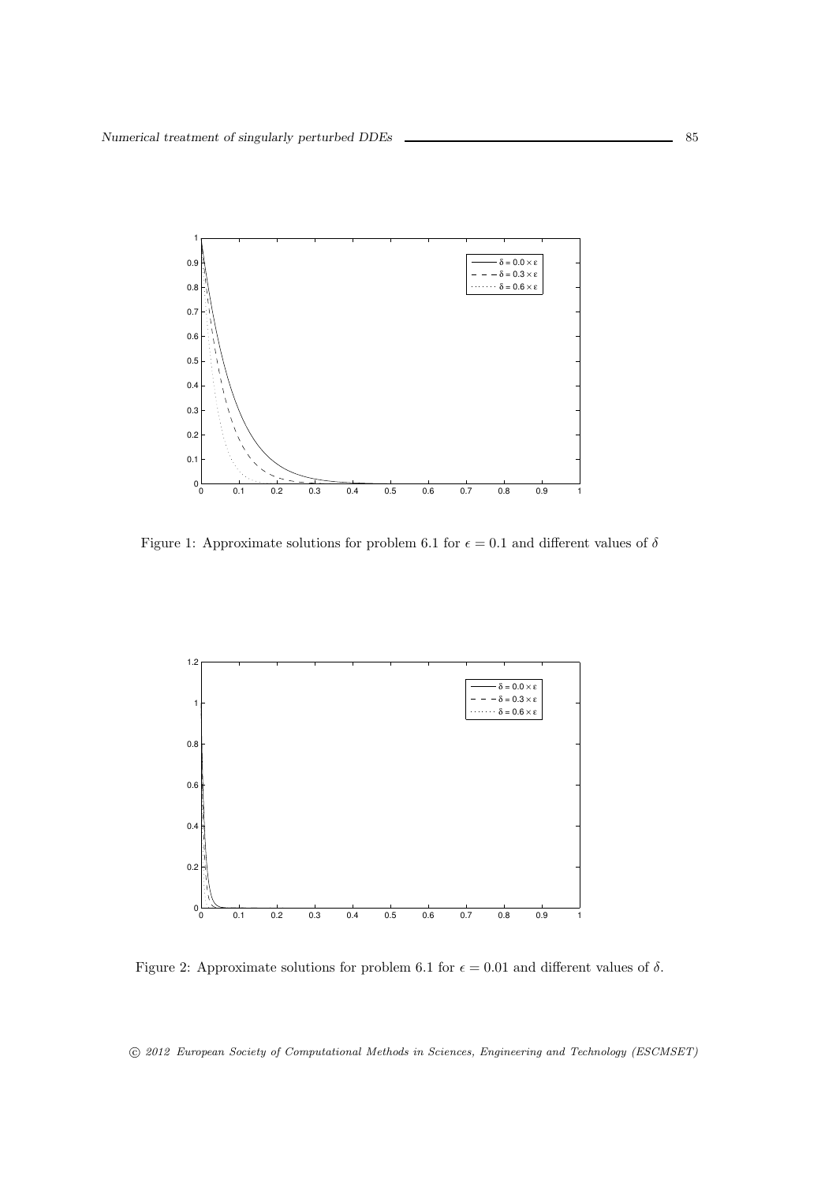Figure 1: Approximate solutions for problem 6.1 for $\epsilon = 0.1$ and different values of $\delta$

Figure 2: Approximate solutions for problem 6.1 for $\epsilon = 0.01$ and different values of $\delta$.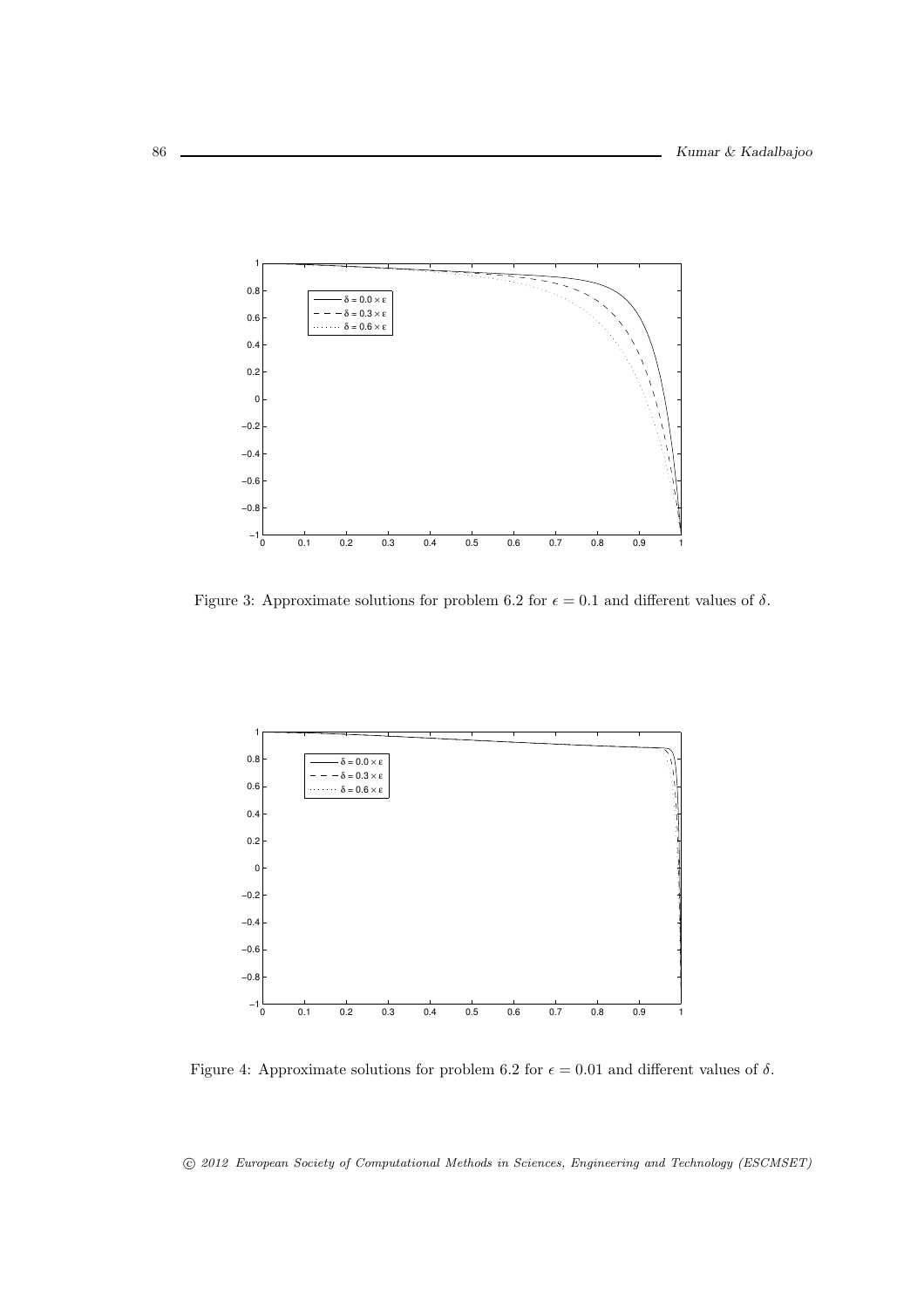Figure 3: Approximate solutions for problem 6.2 for $\epsilon = 0.1$ and different values of $\delta$.

Figure 4: Approximate solutions for problem 6.2 for $\epsilon = 0.01$ and different values of $\delta$.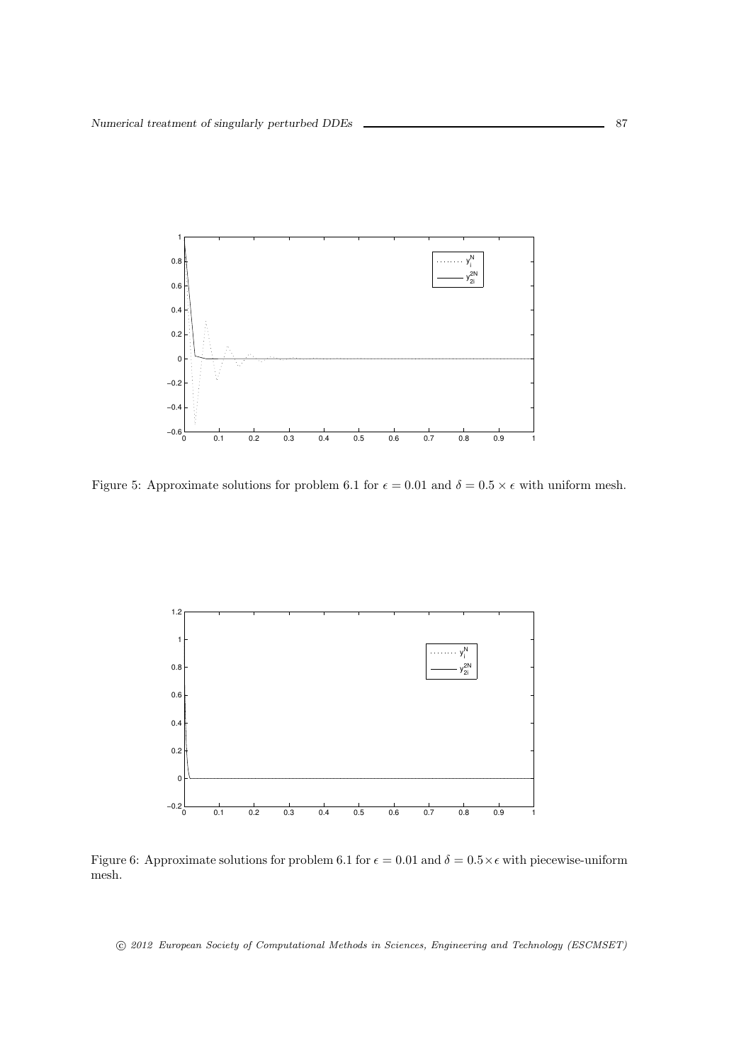Figure 5: Approximate solutions for problem 6.1 for $\epsilon = 0.01$ and $\delta = 0.5 \times \epsilon$ with uniform mesh.

Figure 6: Approximate solutions for problem 6.1 for $\epsilon = 0.01$ and $\delta = 0.5 \times \epsilon$ with piecewise-uniform mesh.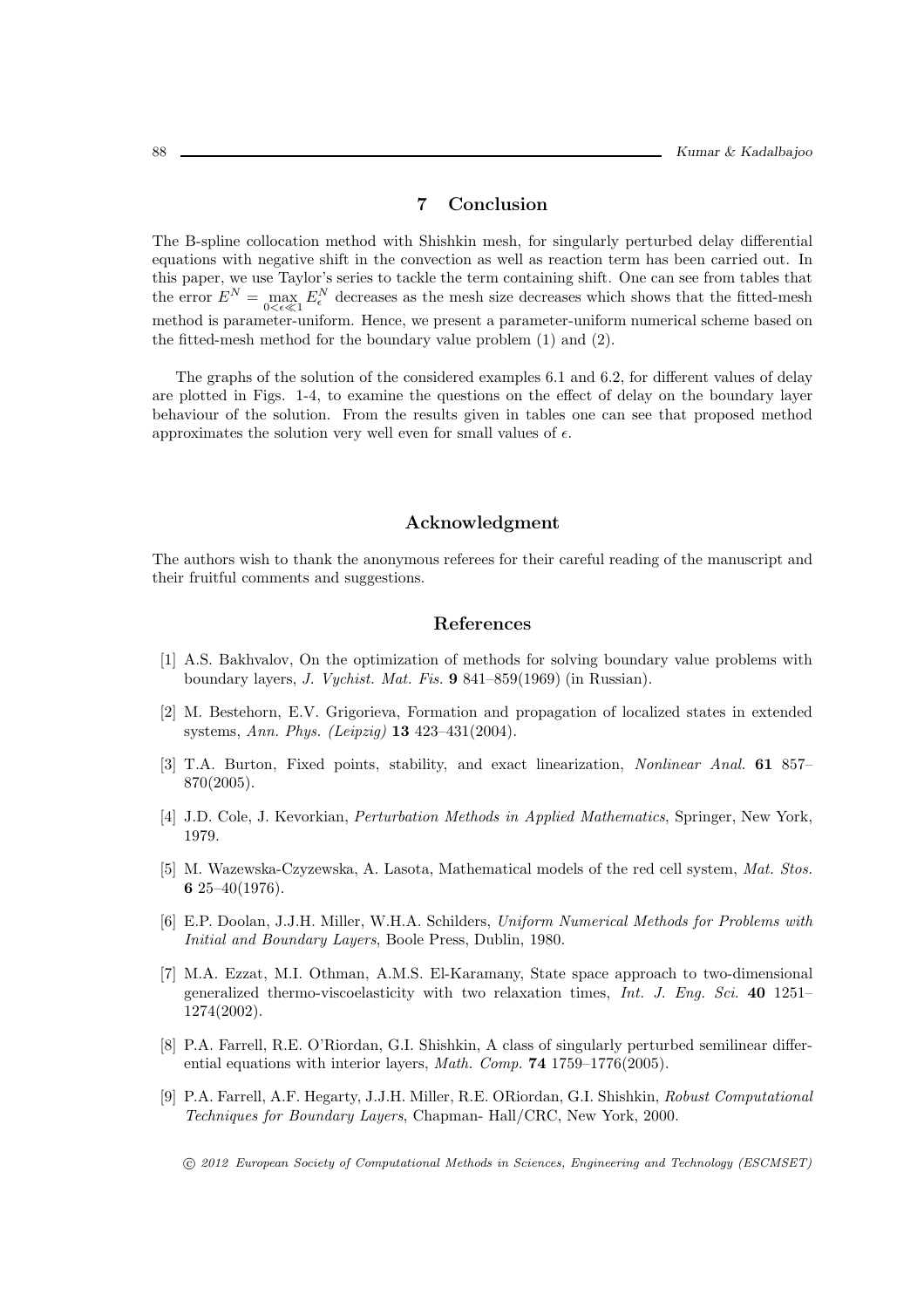## 7 Conclusion

The B-spline collocation method with Shishkin mesh, for singularly perturbed delay differential equations with negative shift in the convection as well as reaction term has been carried out. In this paper, we use Taylor's series to tackle the term containing shift. One can see from tables that the error $E^N = \max_{0<\epsilon\ll 1} E_\epsilon^N$ decreases as the mesh size decreases which shows that the fitted-mesh method is parameter-uniform. Hence, we present a parameter-uniform numerical scheme based on the fitted-mesh method for the boundary value problem (1) and (2).

The graphs of the solution of the considered examples 6.1 and 6.2, for different values of delay are plotted in Figs. 1-4, to examine the questions on the effect of delay on the boundary layer behaviour of the solution. From the results given in tables one can see that proposed method approximates the solution very well even for small values of $\epsilon$.

## Acknowledgment

The authors wish to thank the anonymous referees for their careful reading of the manuscript and their fruitful comments and suggestions.

## References

[1] A.S. Bakhvalov, On the optimization of methods for solving boundary value problems with boundary layers, *J. Vychist. Mat. Fis.* **9** 841–859(1969) (in Russian).

[2] M. Bestehorn, E.V. Grigorieva, Formation and propagation of localized states in extended systems, *Ann. Phys. (Leipzig)* **13** 423–431(2004).

[3] T.A. Burton, Fixed points, stability, and exact linearization, *Nonlinear Anal.* **61** 857–870(2005).

[4] J.D. Cole, J. Kevorkian, *Perturbation Methods in Applied Mathematics*, Springer, New York, 1979.

[5] M. Wazewska-Czyzewska, A. Lasota, Mathematical models of the red cell system, *Mat. Stos.* **6** 25–40(1976).

[6] E.P. Doolan, J.J.H. Miller, W.H.A. Schilders, *Uniform Numerical Methods for Problems with Initial and Boundary Layers*, Boole Press, Dublin, 1980.

[7] M.A. Ezzat, M.I. Othman, A.M.S. El-Karamany, State space approach to two-dimensional generalized thermo-viscoelasticity with two relaxation times, *Int. J. Eng. Sci.* **40** 1251–1274(2002).

[8] P.A. Farrell, R.E. O'Riordan, G.I. Shishkin, A class of singularly perturbed semilinear differential equations with interior layers, *Math. Comp.* **74** 1759–1776(2005).

[9] P.A. Farrell, A.F. Hegarty, J.J.H. Miller, R.E. ORiordan, G.I. Shishkin, *Robust Computational Techniques for Boundary Layers*, Chapman- Hall/CRC, New York, 2000.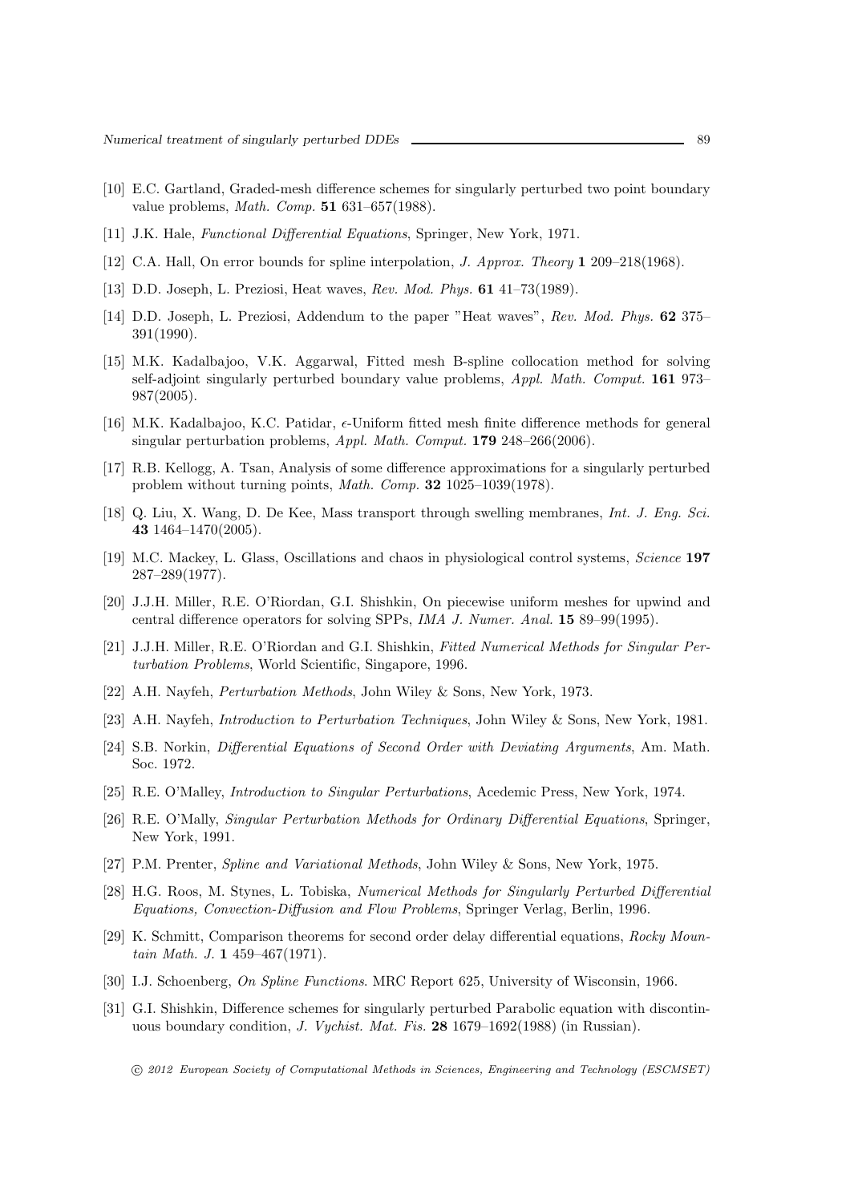[10] E.C. Gartland, Graded-mesh difference schemes for singularly perturbed two point boundary value problems, *Math. Comp.* **51** 631–657(1988).

[11] J.K. Hale, *Functional Differential Equations*, Springer, New York, 1971.

[12] C.A. Hall, On error bounds for spline interpolation, *J. Approx. Theory* **1** 209–218(1968).

[13] D.D. Joseph, L. Preziosi, Heat waves, *Rev. Mod. Phys.* **61** 41–73(1989).

[14] D.D. Joseph, L. Preziosi, Addendum to the paper "Heat waves", *Rev. Mod. Phys.* **62** 375–391(1990).

[15] M.K. Kadalbajoo, V.K. Aggarwal, Fitted mesh B-spline collocation method for solving self-adjoint singularly perturbed boundary value problems, *Appl. Math. Comput.* **161** 973–987(2005).

[16] M.K. Kadalbajoo, K.C. Patidar, $\epsilon$-Uniform fitted mesh finite difference methods for general singular perturbation problems, *Appl. Math. Comput.* **179** 248–266(2006).

[17] R.B. Kellogg, A. Tsan, Analysis of some difference approximations for a singularly perturbed problem without turning points, *Math. Comp.* **32** 1025–1039(1978).

[18] Q. Liu, X. Wang, D. De Kee, Mass transport through swelling membranes, *Int. J. Eng. Sci.* **43** 1464–1470(2005).

[19] M.C. Mackey, L. Glass, Oscillations and chaos in physiological control systems, *Science* **197** 287–289(1977).

[20] J.J.H. Miller, R.E. O'Riordan, G.I. Shishkin, On piecewise uniform meshes for upwind and central difference operators for solving SPPs, *IMA J. Numer. Anal.* **15** 89–99(1995).

[21] J.J.H. Miller, R.E. O'Riordan and G.I. Shishkin, *Fitted Numerical Methods for Singular Perturbation Problems*, World Scientific, Singapore, 1996.

[22] A.H. Nayfeh, *Perturbation Methods*, John Wiley & Sons, New York, 1973.

[23] A.H. Nayfeh, *Introduction to Perturbation Techniques*, John Wiley & Sons, New York, 1981.

[24] S.B. Norkin, *Differential Equations of Second Order with Deviating Arguments*, Am. Math. Soc. 1972.

[25] R.E. O'Malley, *Introduction to Singular Perturbations*, Acedemic Press, New York, 1974.

[26] R.E. O'Mally, *Singular Perturbation Methods for Ordinary Differential Equations*, Springer, New York, 1991.

[27] P.M. Prenter, *Spline and Variational Methods*, John Wiley & Sons, New York, 1975.

[28] H.G. Roos, M. Stynes, L. Tobiska, *Numerical Methods for Singularly Perturbed Differential Equations, Convection-Diffusion and Flow Problems*, Springer Verlag, Berlin, 1996.

[29] K. Schmitt, Comparison theorems for second order delay differential equations, *Rocky Mountain Math. J.* **1** 459–467(1971).

[30] I.J. Schoenberg, *On Spline Functions*. MRC Report 625, University of Wisconsin, 1966.

[31] G.I. Shishkin, Difference schemes for singularly perturbed Parabolic equation with discontinuous boundary condition, *J. Vychist. Mat. Fis.* **28** 1679–1692(1988) (in Russian).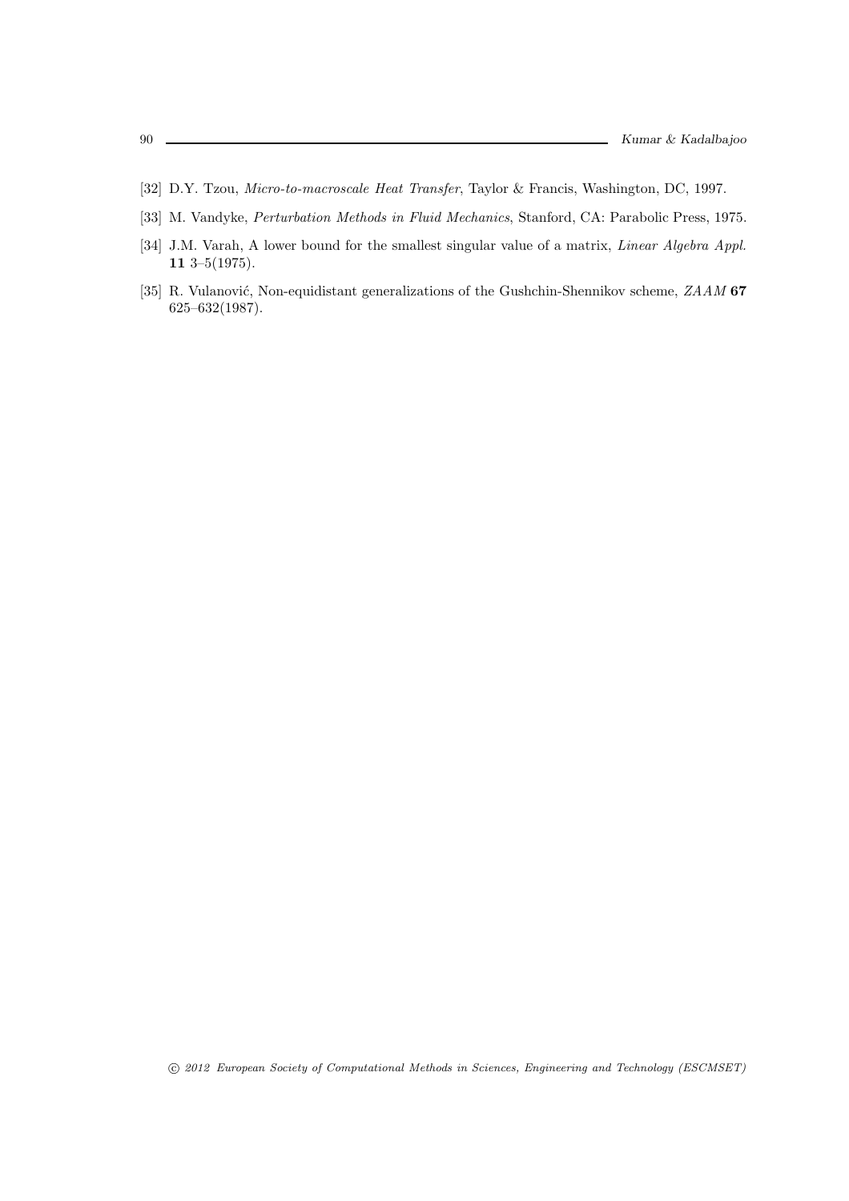[32] D.Y. Tzou, *Micro-to-macroscale Heat Transfer*, Taylor & Francis, Washington, DC, 1997.

[33] M. Vandyke, *Perturbation Methods in Fluid Mechanics*, Stanford, CA: Parabolic Press, 1975.

[34] J.M. Varah, A lower bound for the smallest singular value of a matrix, *Linear Algebra Appl.* **11** 3–5(1975).

[35] R. Vulanović, Non-equidistant generalizations of the Gushchin-Shennikov scheme, *ZAAM* **67** 625–632(1987).

© 2012 European Society of Computational Methods in Sciences, Engineering and Technology (ESCMSET)